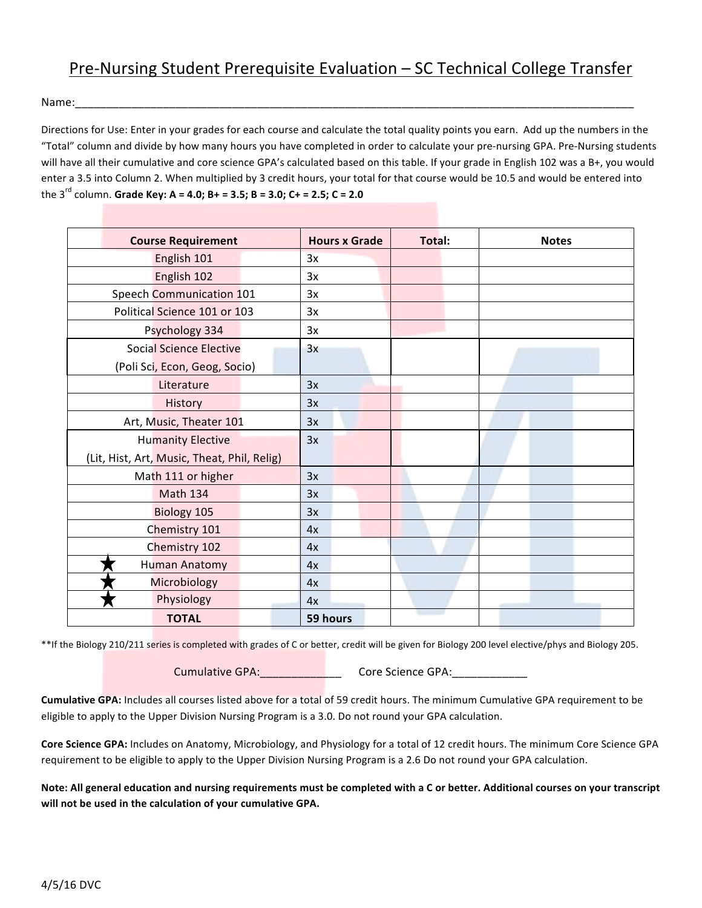# Pre-Nursing Student Prerequisite Evaluation – SC Technical College Transfer

Name:____________________________________________________________________________________

Directions for Use: Enter in your grades for each course and calculate the total quality points you earn. Add up the numbers in the "Total" column and divide by how many hours you have completed in order to calculate your pre-nursing GPA. Pre-Nursing students will have all their cumulative and core science GPA's calculated based on this table. If your grade in English 102 was a B+, you would enter a 3.5 into Column 2. When multiplied by 3 credit hours, your total for that course would be 10.5 and would be entered into the 3rd column. **Grade Key: A = 4.0; B+ = 3.5; B = 3.0; C+ = 2.5; C = 2.0**

| Course Requirement | Hours x Grade | Total: | Notes |
|---|---|---|---|
| English 101 | 3x | | |
| English 102 | 3x | | |
| Speech Communication 101 | 3x | | |
| Political Science 101 or 103 | 3x | | |
| Psychology 334 | 3x | | |
| Social Science Elective (Poli Sci, Econ, Geog, Socio) | 3x | | |
| Literature | 3x | | |
| History | 3x | | |
| Art, Music, Theater 101 | 3x | | |
| Humanity Elective (Lit, Hist, Art, Music, Theat, Phil, Relig) | 3x | | |
| Math 111 or higher | 3x | | |
| Math 134 | 3x | | |
| Biology 105 | 3x | | |
| Chemistry 101 | 4x | | |
| Chemistry 102 | 4x | | |
| ★ Human Anatomy | 4x | | |
| ★ Microbiology | 4x | | |
| ★ Physiology | 4x | | |
| **TOTAL** | **59 hours** | | |

**If the Biology 210/211 series is completed with grades of C or better, credit will be given for Biology 200 level elective/phys and Biology 205.

Cumulative GPA:_____________ Core Science GPA:____________

**Cumulative GPA:** Includes all courses listed above for a total of 59 credit hours. The minimum Cumulative GPA requirement to be eligible to apply to the Upper Division Nursing Program is a 3.0. Do not round your GPA calculation.

**Core Science GPA:** Includes on Anatomy, Microbiology, and Physiology for a total of 12 credit hours. The minimum Core Science GPA requirement to be eligible to apply to the Upper Division Nursing Program is a 2.6 Do not round your GPA calculation.

**Note: All general education and nursing requirements must be completed with a C or better. Additional courses on your transcript will not be used in the calculation of your cumulative GPA.**

4/5/16 DVC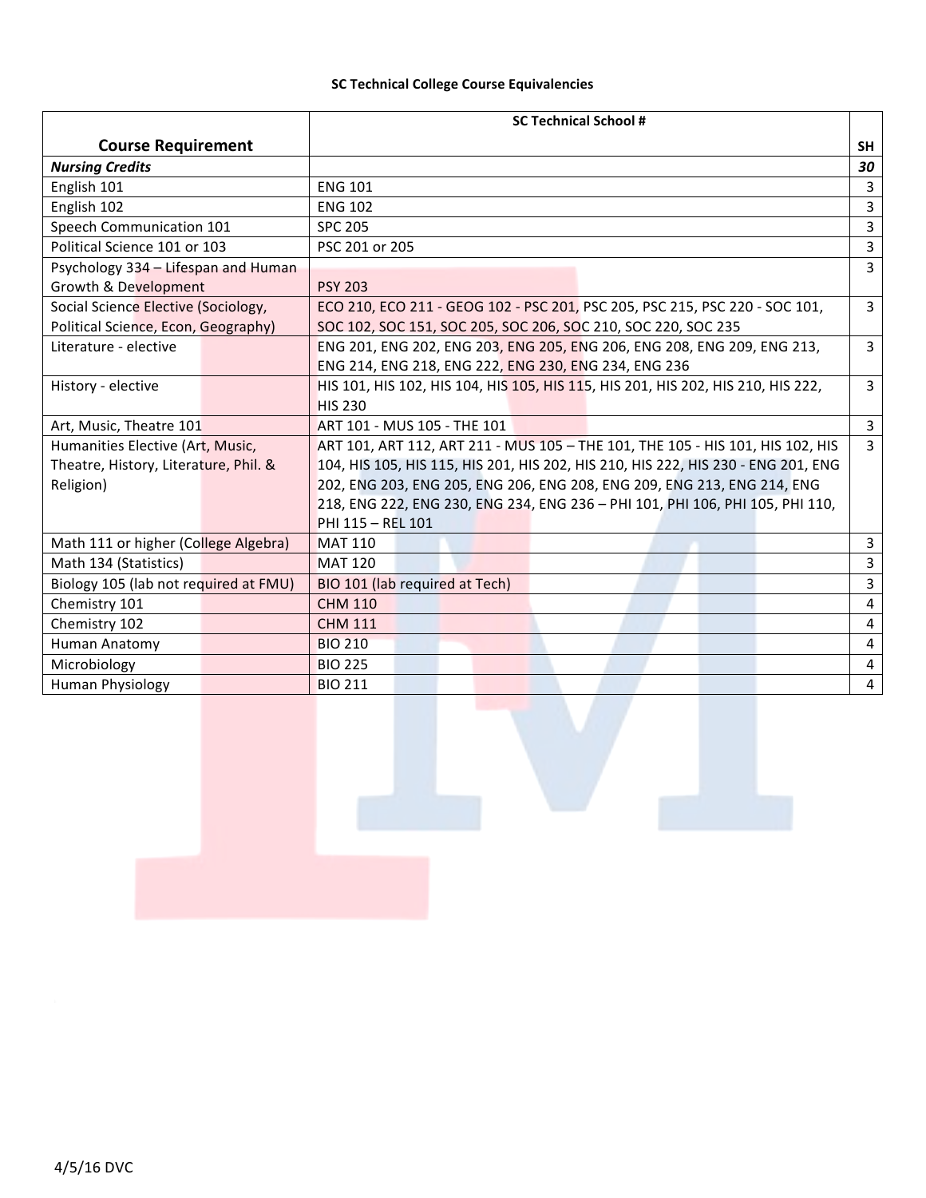**SC Technical College Course Equivalencies**

| Course Requirement | SC Technical School # | SH |
|---|---|---|
| ***Nursing Credits*** | | ***30*** |
| English 101 | ENG 101 | 3 |
| English 102 | ENG 102 | 3 |
| Speech Communication 101 | SPC 205 | 3 |
| Political Science 101 or 103 | PSC 201 or 205 | 3 |
| Psychology 334 – Lifespan and Human Growth & Development | PSY 203 | 3 |
| Social Science Elective (Sociology, Political Science, Econ, Geography) | ECO 210, ECO 211 - GEOG 102 - PSC 201, PSC 205, PSC 215, PSC 220 - SOC 101, SOC 102, SOC 151, SOC 205, SOC 206, SOC 210, SOC 220, SOC 235 | 3 |
| Literature - elective | ENG 201, ENG 202, ENG 203, ENG 205, ENG 206, ENG 208, ENG 209, ENG 213, ENG 214, ENG 218, ENG 222, ENG 230, ENG 234, ENG 236 | 3 |
| History - elective | HIS 101, HIS 102, HIS 104, HIS 105, HIS 115, HIS 201, HIS 202, HIS 210, HIS 222, HIS 230 | 3 |
| Art, Music, Theatre 101 | ART 101 - MUS 105 - THE 101 | 3 |
| Humanities Elective (Art, Music, Theatre, History, Literature, Phil. & Religion) | ART 101, ART 112, ART 211 - MUS 105 – THE 101, THE 105 - HIS 101, HIS 102, HIS 104, HIS 105, HIS 115, HIS 201, HIS 202, HIS 210, HIS 222, HIS 230 - ENG 201, ENG 202, ENG 203, ENG 205, ENG 206, ENG 208, ENG 209, ENG 213, ENG 214, ENG 218, ENG 222, ENG 230, ENG 234, ENG 236 – PHI 101, PHI 106, PHI 105, PHI 110, PHI 115 – REL 101 | 3 |
| Math 111 or higher (College Algebra) | MAT 110 | 3 |
| Math 134 (Statistics) | MAT 120 | 3 |
| Biology 105 (lab not required at FMU) | BIO 101 (lab required at Tech) | 3 |
| Chemistry 101 | CHM 110 | 4 |
| Chemistry 102 | CHM 111 | 4 |
| Human Anatomy | BIO 210 | 4 |
| Microbiology | BIO 225 | 4 |
| Human Physiology | BIO 211 | 4 |

4/5/16 DVC